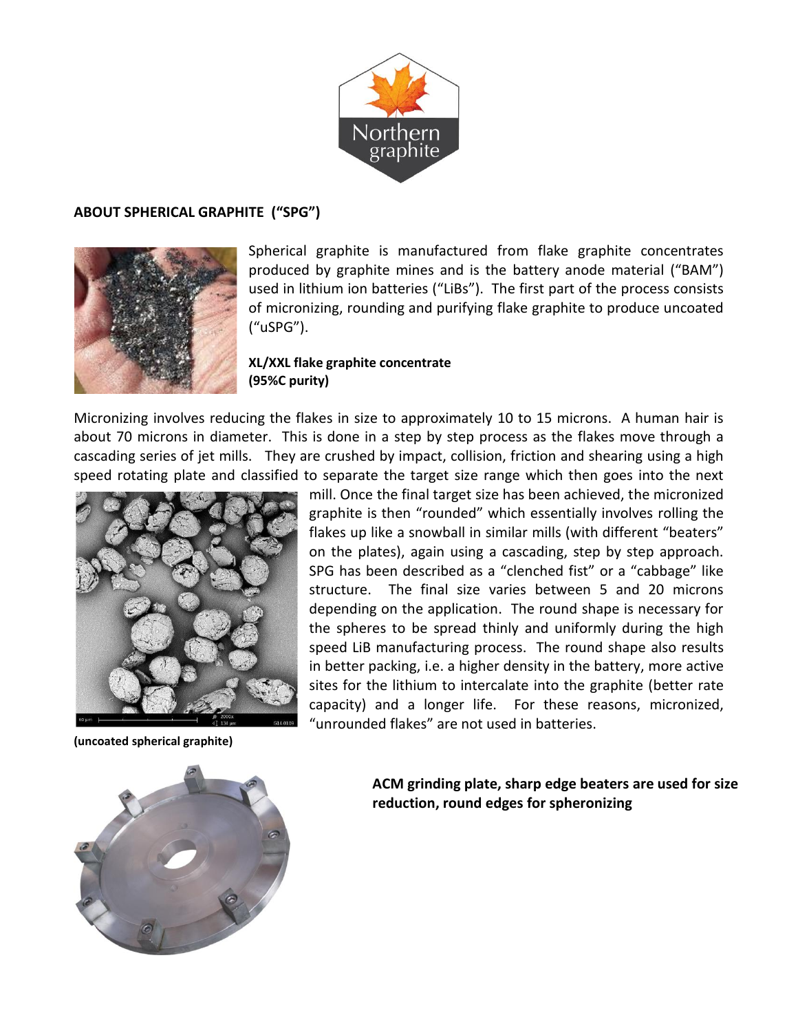## ABOUT SPHERICAL GRAPHITE ("SPG")

Spherical graphite is manufactured from flake graphite concentrates produced by graphite mines and is the battery anode material ("BAM") used in lithium ion batteries ("LiBs"). The first part of the process consists of micronizing, rounding and purifying flake graphite to produce uncoated ("uSPG").

**XL/XXL flake graphite concentrate (95%C purity)**

Micronizing involves reducing the flakes in size to approximately 10 to 15 microns. A human hair is about 70 microns in diameter. This is done in a step by step process as the flakes move through a cascading series of jet mills. They are crushed by impact, collision, friction and shearing using a high speed rotating plate and classified to separate the target size range which then goes into the next mill. Once the final target size has been achieved, the micronized graphite is then "rounded" which essentially involves rolling the flakes up like a snowball in similar mills (with different "beaters" on the plates), again using a cascading, step by step approach. SPG has been described as a "clenched fist" or a "cabbage" like structure. The final size varies between 5 and 20 microns depending on the application. The round shape is necessary for the spheres to be spread thinly and uniformly during the high speed LiB manufacturing process. The round shape also results in better packing, i.e. a higher density in the battery, more active sites for the lithium to intercalate into the graphite (better rate capacity) and a longer life. For these reasons, micronized, "unrounded flakes" are not used in batteries.

**(uncoated spherical graphite)**

**ACM grinding plate, sharp edge beaters are used for size reduction, round edges for spheronizing**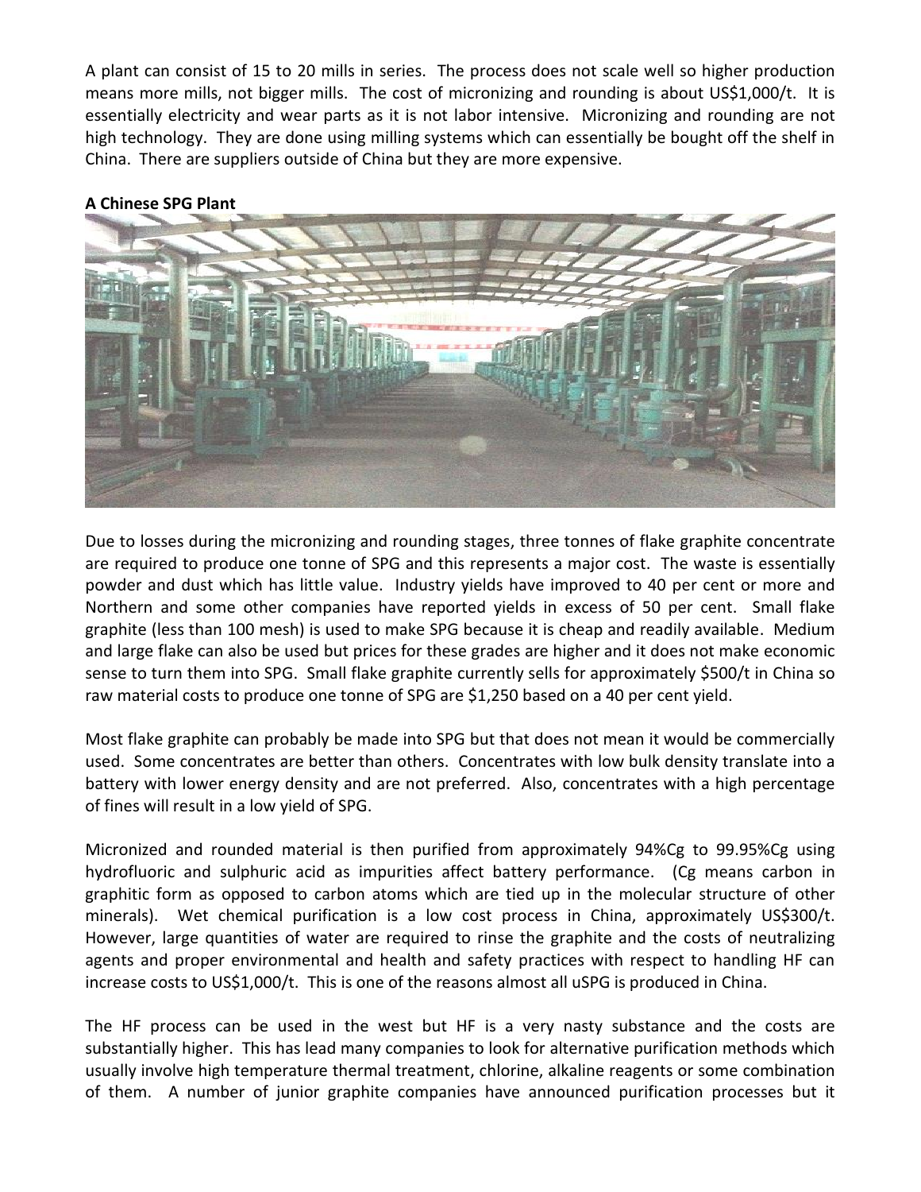A plant can consist of 15 to 20 mills in series. The process does not scale well so higher production means more mills, not bigger mills. The cost of micronizing and rounding is about US$1,000/t. It is essentially electricity and wear parts as it is not labor intensive. Micronizing and rounding are not high technology. They are done using milling systems which can essentially be bought off the shelf in China. There are suppliers outside of China but they are more expensive.

**A Chinese SPG Plant**

Due to losses during the micronizing and rounding stages, three tonnes of flake graphite concentrate are required to produce one tonne of SPG and this represents a major cost. The waste is essentially powder and dust which has little value. Industry yields have improved to 40 per cent or more and Northern and some other companies have reported yields in excess of 50 per cent. Small flake graphite (less than 100 mesh) is used to make SPG because it is cheap and readily available. Medium and large flake can also be used but prices for these grades are higher and it does not make economic sense to turn them into SPG. Small flake graphite currently sells for approximately $500/t in China so raw material costs to produce one tonne of SPG are $1,250 based on a 40 per cent yield.

Most flake graphite can probably be made into SPG but that does not mean it would be commercially used. Some concentrates are better than others. Concentrates with low bulk density translate into a battery with lower energy density and are not preferred. Also, concentrates with a high percentage of fines will result in a low yield of SPG.

Micronized and rounded material is then purified from approximately 94%Cg to 99.95%Cg using hydrofluoric and sulphuric acid as impurities affect battery performance. (Cg means carbon in graphitic form as opposed to carbon atoms which are tied up in the molecular structure of other minerals). Wet chemical purification is a low cost process in China, approximately US$300/t. However, large quantities of water are required to rinse the graphite and the costs of neutralizing agents and proper environmental and health and safety practices with respect to handling HF can increase costs to US$1,000/t. This is one of the reasons almost all uSPG is produced in China.

The HF process can be used in the west but HF is a very nasty substance and the costs are substantially higher. This has lead many companies to look for alternative purification methods which usually involve high temperature thermal treatment, chlorine, alkaline reagents or some combination of them. A number of junior graphite companies have announced purification processes but it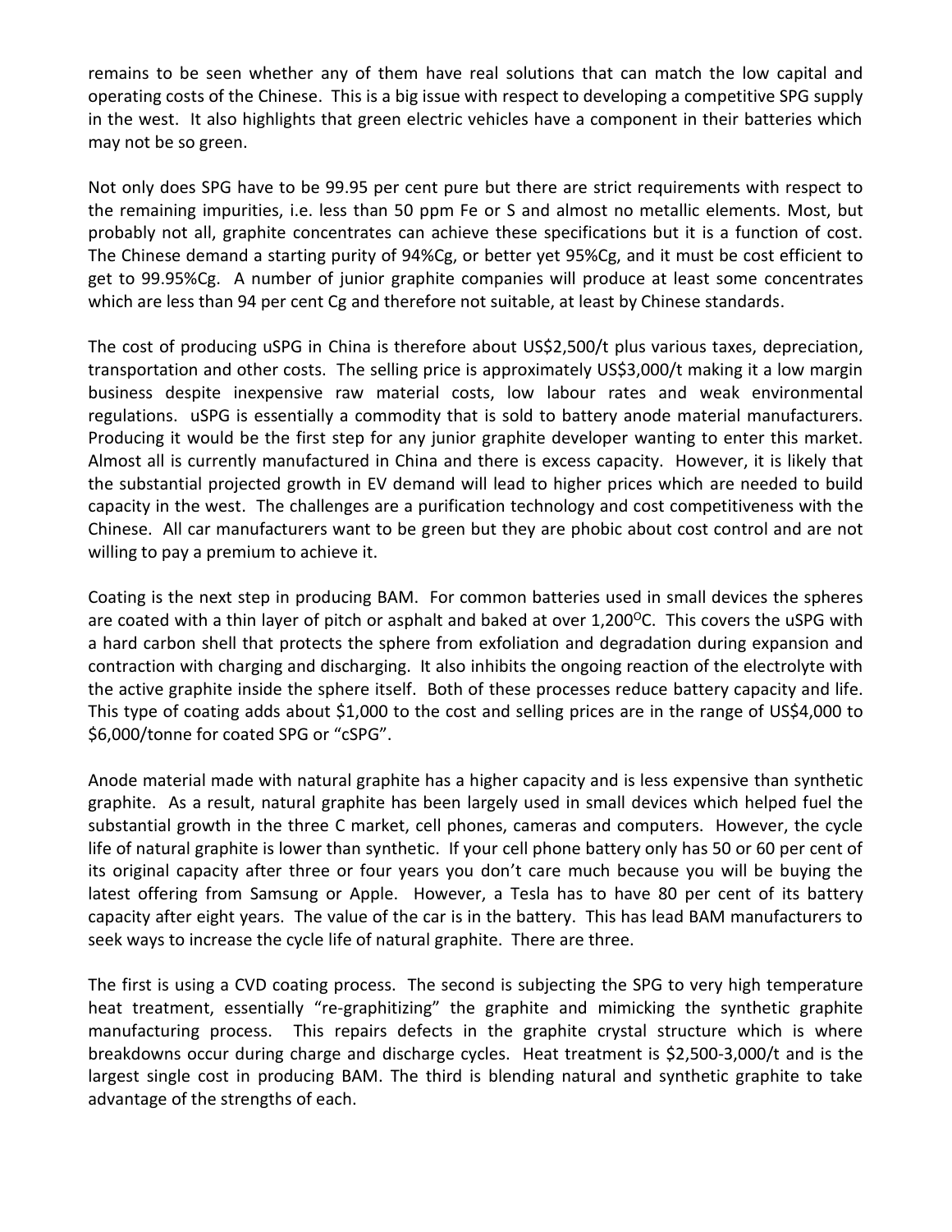remains to be seen whether any of them have real solutions that can match the low capital and operating costs of the Chinese. This is a big issue with respect to developing a competitive SPG supply in the west. It also highlights that green electric vehicles have a component in their batteries which may not be so green.

Not only does SPG have to be 99.95 per cent pure but there are strict requirements with respect to the remaining impurities, i.e. less than 50 ppm Fe or S and almost no metallic elements. Most, but probably not all, graphite concentrates can achieve these specifications but it is a function of cost. The Chinese demand a starting purity of 94%Cg, or better yet 95%Cg, and it must be cost efficient to get to 99.95%Cg. A number of junior graphite companies will produce at least some concentrates which are less than 94 per cent Cg and therefore not suitable, at least by Chinese standards.

The cost of producing uSPG in China is therefore about US$2,500/t plus various taxes, depreciation, transportation and other costs. The selling price is approximately US$3,000/t making it a low margin business despite inexpensive raw material costs, low labour rates and weak environmental regulations. uSPG is essentially a commodity that is sold to battery anode material manufacturers. Producing it would be the first step for any junior graphite developer wanting to enter this market. Almost all is currently manufactured in China and there is excess capacity. However, it is likely that the substantial projected growth in EV demand will lead to higher prices which are needed to build capacity in the west. The challenges are a purification technology and cost competitiveness with the Chinese. All car manufacturers want to be green but they are phobic about cost control and are not willing to pay a premium to achieve it.

Coating is the next step in producing BAM. For common batteries used in small devices the spheres are coated with a thin layer of pitch or asphalt and baked at over 1,200$^{O}$C. This covers the uSPG with a hard carbon shell that protects the sphere from exfoliation and degradation during expansion and contraction with charging and discharging. It also inhibits the ongoing reaction of the electrolyte with the active graphite inside the sphere itself. Both of these processes reduce battery capacity and life. This type of coating adds about $1,000 to the cost and selling prices are in the range of US$4,000 to $6,000/tonne for coated SPG or "cSPG".

Anode material made with natural graphite has a higher capacity and is less expensive than synthetic graphite. As a result, natural graphite has been largely used in small devices which helped fuel the substantial growth in the three C market, cell phones, cameras and computers. However, the cycle life of natural graphite is lower than synthetic. If your cell phone battery only has 50 or 60 per cent of its original capacity after three or four years you don't care much because you will be buying the latest offering from Samsung or Apple. However, a Tesla has to have 80 per cent of its battery capacity after eight years. The value of the car is in the battery. This has lead BAM manufacturers to seek ways to increase the cycle life of natural graphite. There are three.

The first is using a CVD coating process. The second is subjecting the SPG to very high temperature heat treatment, essentially "re-graphitizing" the graphite and mimicking the synthetic graphite manufacturing process. This repairs defects in the graphite crystal structure which is where breakdowns occur during charge and discharge cycles. Heat treatment is $2,500-3,000/t and is the largest single cost in producing BAM. The third is blending natural and synthetic graphite to take advantage of the strengths of each.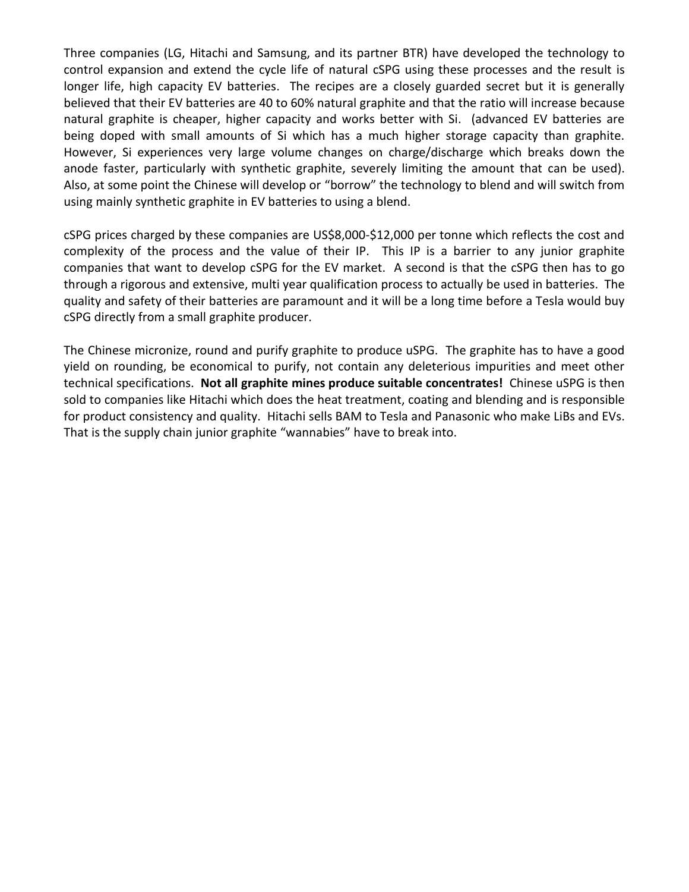Three companies (LG, Hitachi and Samsung, and its partner BTR) have developed the technology to control expansion and extend the cycle life of natural cSPG using these processes and the result is longer life, high capacity EV batteries. The recipes are a closely guarded secret but it is generally believed that their EV batteries are 40 to 60% natural graphite and that the ratio will increase because natural graphite is cheaper, higher capacity and works better with Si. (advanced EV batteries are being doped with small amounts of Si which has a much higher storage capacity than graphite. However, Si experiences very large volume changes on charge/discharge which breaks down the anode faster, particularly with synthetic graphite, severely limiting the amount that can be used). Also, at some point the Chinese will develop or "borrow" the technology to blend and will switch from using mainly synthetic graphite in EV batteries to using a blend.

cSPG prices charged by these companies are US$8,000-$12,000 per tonne which reflects the cost and complexity of the process and the value of their IP. This IP is a barrier to any junior graphite companies that want to develop cSPG for the EV market. A second is that the cSPG then has to go through a rigorous and extensive, multi year qualification process to actually be used in batteries. The quality and safety of their batteries are paramount and it will be a long time before a Tesla would buy cSPG directly from a small graphite producer.

The Chinese micronize, round and purify graphite to produce uSPG. The graphite has to have a good yield on rounding, be economical to purify, not contain any deleterious impurities and meet other technical specifications. **Not all graphite mines produce suitable concentrates!** Chinese uSPG is then sold to companies like Hitachi which does the heat treatment, coating and blending and is responsible for product consistency and quality. Hitachi sells BAM to Tesla and Panasonic who make LiBs and EVs. That is the supply chain junior graphite "wannabies" have to break into.